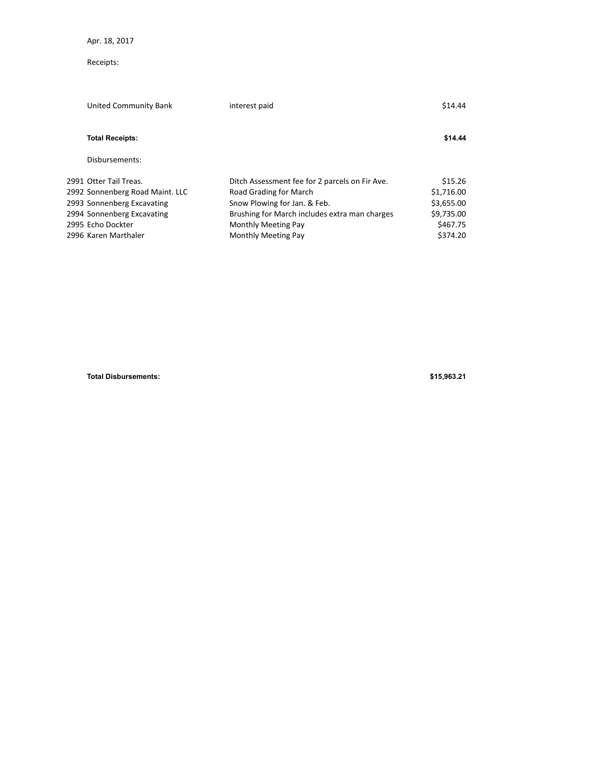Apr. 18, 2017

Receipts:

| | | |
|---|---|---|
| United Community Bank | interest paid | $14.44 |
| **Total Receipts:** | | **$14.44** |

Disbursements:

| | | |
|---|---|---|
| 2991 Otter Tail Treas. | Ditch Assessment fee for 2 parcels on Fir Ave. | $15.26 |
| 2992 Sonnenberg Road Maint. LLC | Road Grading for March | $1,716.00 |
| 2993 Sonnenberg Excavating | Snow Plowing for Jan. & Feb. | $3,655.00 |
| 2994 Sonnenberg Excavating | Brushing for March includes extra man charges | $9,735.00 |
| 2995 Echo Dockter | Monthly Meeting Pay | $467.75 |
| 2996 Karen Marthaler | Monthly Meeting Pay | $374.20 |
| **Total Disbursements:** | | **$15,963.21** |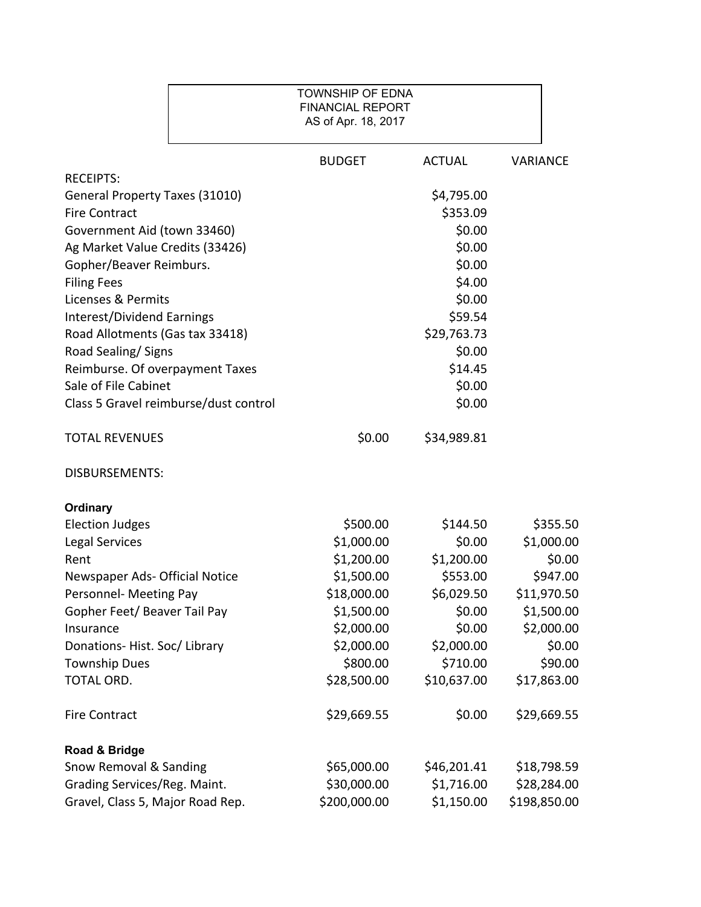TOWNSHIP OF EDNA
FINANCIAL REPORT
AS of Apr. 18, 2017

| | BUDGET | ACTUAL | VARIANCE |
|---|---|---|---|
| RECEIPTS: | | | |
| General Property Taxes (31010) | | $4,795.00 | |
| Fire Contract | | $353.09 | |
| Government Aid (town 33460) | | $0.00 | |
| Ag Market Value Credits (33426) | | $0.00 | |
| Gopher/Beaver Reimburs. | | $0.00 | |
| Filing Fees | | $4.00 | |
| Licenses & Permits | | $0.00 | |
| Interest/Dividend Earnings | | $59.54 | |
| Road Allotments (Gas tax 33418) | | $29,763.73 | |
| Road Sealing/ Signs | | $0.00 | |
| Reimburse. Of overpayment Taxes | | $14.45 | |
| Sale of File Cabinet | | $0.00 | |
| Class 5 Gravel reimburse/dust control | | $0.00 | |
| TOTAL REVENUES | $0.00 | $34,989.81 | |
| DISBURSEMENTS: | | | |
| **Ordinary** | | | |
| Election Judges | $500.00 | $144.50 | $355.50 |
| Legal Services | $1,000.00 | $0.00 | $1,000.00 |
| Rent | $1,200.00 | $1,200.00 | $0.00 |
| Newspaper Ads- Official Notice | $1,500.00 | $553.00 | $947.00 |
| Personnel- Meeting Pay | $18,000.00 | $6,029.50 | $11,970.50 |
| Gopher Feet/ Beaver Tail Pay | $1,500.00 | $0.00 | $1,500.00 |
| Insurance | $2,000.00 | $0.00 | $2,000.00 |
| Donations- Hist. Soc/ Library | $2,000.00 | $2,000.00 | $0.00 |
| Township Dues | $800.00 | $710.00 | $90.00 |
| TOTAL ORD. | $28,500.00 | $10,637.00 | $17,863.00 |
| Fire Contract | $29,669.55 | $0.00 | $29,669.55 |
| **Road & Bridge** | | | |
| Snow Removal & Sanding | $65,000.00 | $46,201.41 | $18,798.59 |
| Grading Services/Reg. Maint. | $30,000.00 | $1,716.00 | $28,284.00 |
| Gravel, Class 5, Major Road Rep. | $200,000.00 | $1,150.00 | $198,850.00 |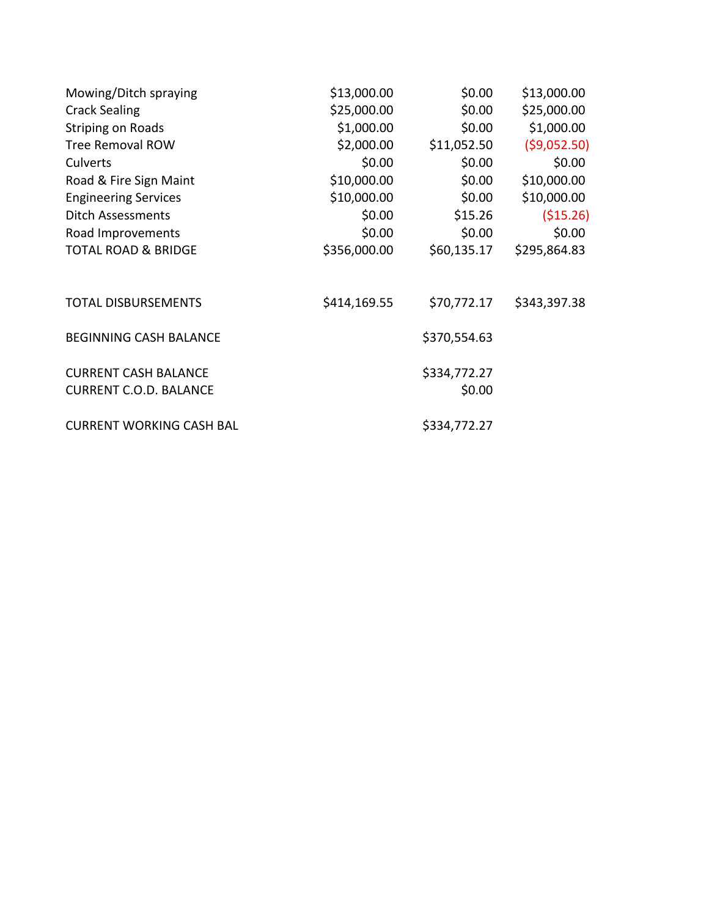| | | | |
|---|---|---|---|
| Mowing/Ditch spraying | $13,000.00 | $0.00 | $13,000.00 |
| Crack Sealing | $25,000.00 | $0.00 | $25,000.00 |
| Striping on Roads | $1,000.00 | $0.00 | $1,000.00 |
| Tree Removal ROW | $2,000.00 | $11,052.50 | ($9,052.50) |
| Culverts | $0.00 | $0.00 | $0.00 |
| Road & Fire Sign Maint | $10,000.00 | $0.00 | $10,000.00 |
| Engineering Services | $10,000.00 | $0.00 | $10,000.00 |
| Ditch Assessments | $0.00 | $15.26 | ($15.26) |
| Road Improvements | $0.00 | $0.00 | $0.00 |
| TOTAL ROAD & BRIDGE | $356,000.00 | $60,135.17 | $295,864.83 |
| | | | |
| TOTAL DISBURSEMENTS | $414,169.55 | $70,772.17 | $343,397.38 |
| | | | |
| BEGINNING CASH BALANCE | | $370,554.63 | |
| | | | |
| CURRENT CASH BALANCE | | $334,772.27 | |
| CURRENT C.O.D. BALANCE | | $0.00 | |
| | | | |
| CURRENT WORKING CASH BAL | | $334,772.27 | |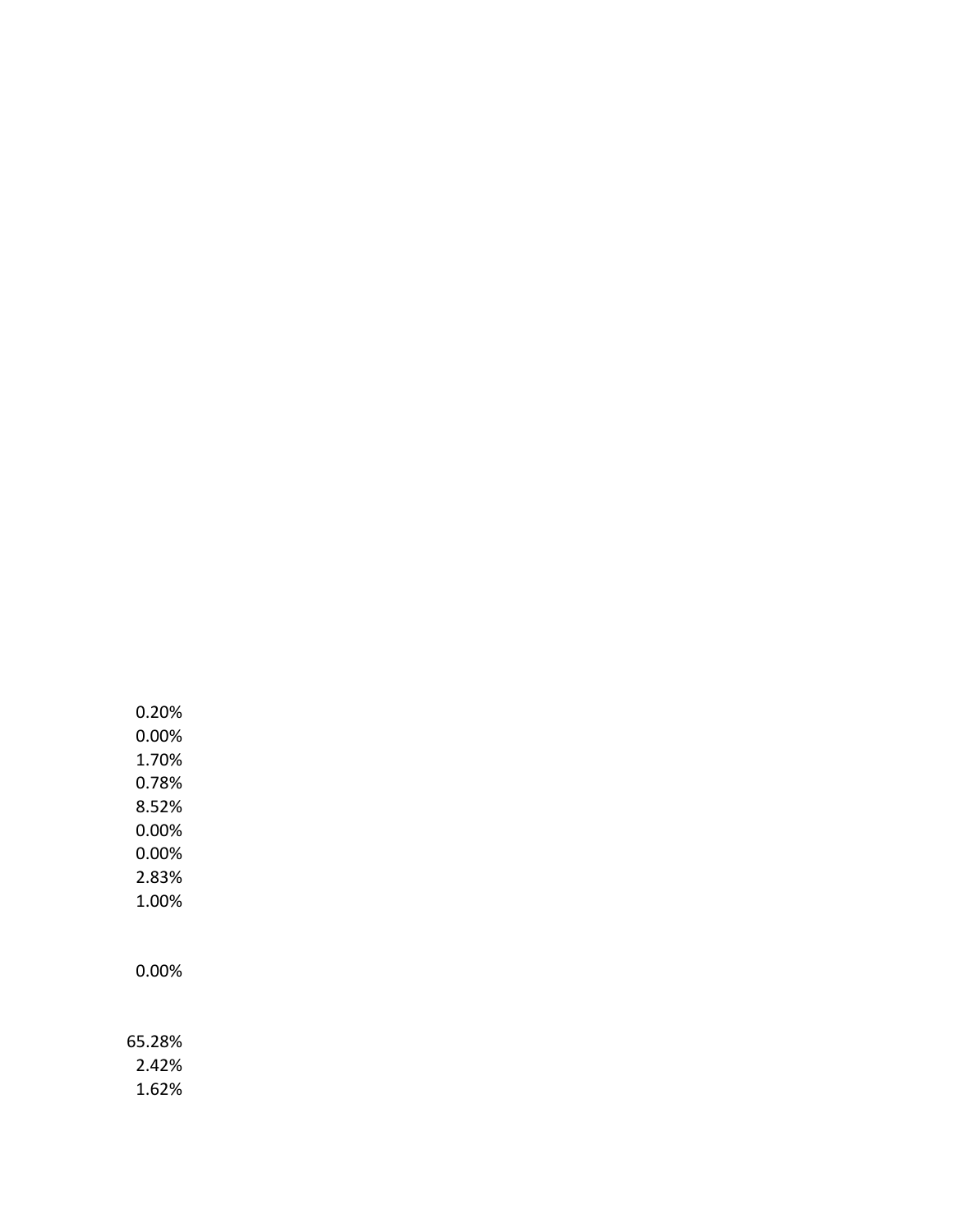0.20%
0.00%
1.70%
0.78%
8.52%
0.00%
0.00%
2.83%
1.00%

0.00%

65.28%
2.42%
1.62%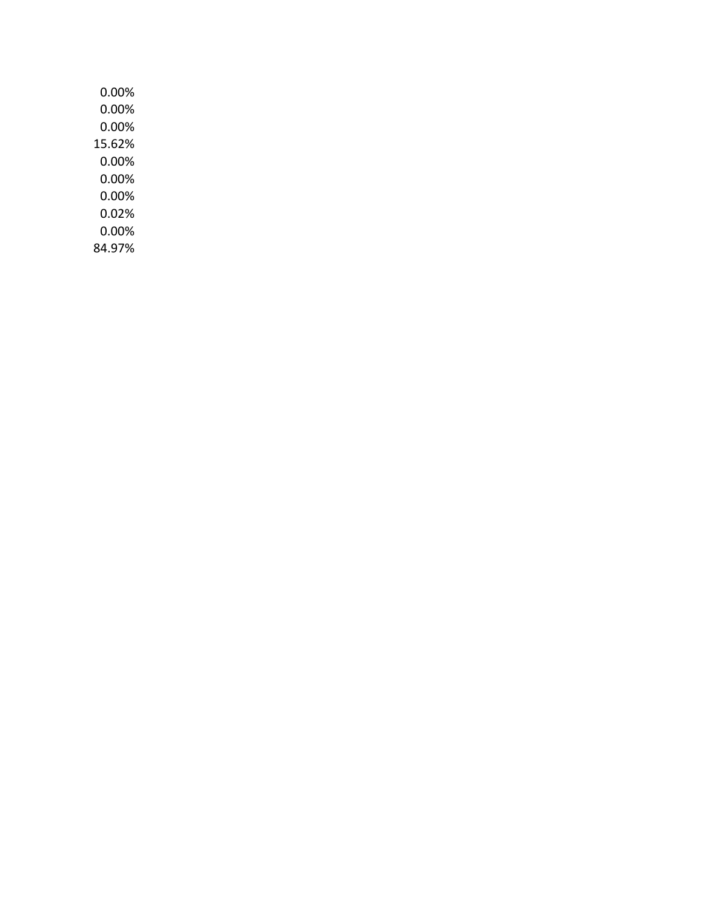0.00%
0.00%
0.00%
15.62%
0.00%
0.00%
0.00%
0.02%
0.00%
84.97%